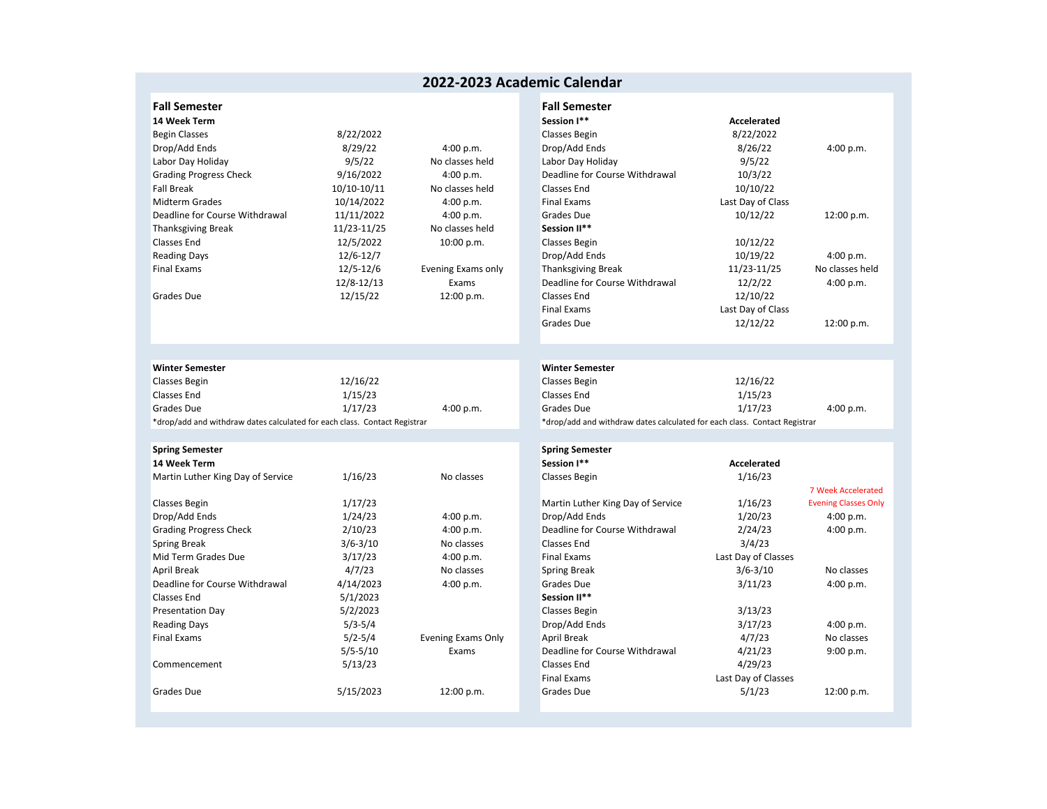# 2022-2023 Academic Calendar

## Fall Semester

**14 Week Term**

| Event | Date | Note |
|---|---|---|
| Begin Classes | 8/22/2022 | |
| Drop/Add Ends | 8/29/22 | 4:00 p.m. |
| Labor Day Holiday | 9/5/22 | No classes held |
| Grading Progress Check | 9/16/2022 | 4:00 p.m. |
| Fall Break | 10/10-10/11 | No classes held |
| Midterm Grades | 10/14/2022 | 4:00 p.m. |
| Deadline for Course Withdrawal | 11/11/2022 | 4:00 p.m. |
| Thanksgiving Break | 11/23-11/25 | No classes held |
| Classes End | 12/5/2022 | 10:00 p.m. |
| Reading Days | 12/6-12/7 | |
| Final Exams | 12/5-12/6 | Evening Exams only |
| | 12/8-12/13 | Exams |
| Grades Due | 12/15/22 | 12:00 p.m. |

## Fall Semester

**Session I\*\*** — **Accelerated**

| Event | Date | Note |
|---|---|---|
| Classes Begin | 8/22/2022 | |
| Drop/Add Ends | 8/26/22 | 4:00 p.m. |
| Labor Day Holiday | 9/5/22 | |
| Deadline for Course Withdrawal | 10/3/22 | |
| Classes End | 10/10/22 | |
| Final Exams | Last Day of Class | |
| Grades Due | 10/12/22 | 12:00 p.m. |

**Session II\*\***

| Event | Date | Note |
|---|---|---|
| Classes Begin | 10/12/22 | |
| Drop/Add Ends | 10/19/22 | 4:00 p.m. |
| Thanksgiving Break | 11/23-11/25 | No classes held |
| Deadline for Course Withdrawal | 12/2/22 | 4:00 p.m. |
| Classes End | 12/10/22 | |
| Final Exams | Last Day of Class | |
| Grades Due | 12/12/22 | 12:00 p.m. |

## Winter Semester

| Event | Date | Note |
|---|---|---|
| Classes Begin | 12/16/22 | |
| Classes End | 1/15/23 | |
| Grades Due | 1/17/23 | 4:00 p.m. |

*drop/add and withdraw dates calculated for each class. Contact Registrar

## Winter Semester

| Event | Date | Note |
|---|---|---|
| Classes Begin | 12/16/22 | |
| Classes End | 1/15/23 | |
| Grades Due | 1/17/23 | 4:00 p.m. |

*drop/add and withdraw dates calculated for each class. Contact Registrar

## Spring Semester

**14 Week Term**

| Event | Date | Note |
|---|---|---|
| Martin Luther King Day of Service | 1/16/23 | No classes |
| Classes Begin | 1/17/23 | |
| Drop/Add Ends | 1/24/23 | 4:00 p.m. |
| Grading Progress Check | 2/10/23 | 4:00 p.m. |
| Spring Break | 3/6-3/10 | No classes |
| Mid Term Grades Due | 3/17/23 | 4:00 p.m. |
| April Break | 4/7/23 | No classes |
| Deadline for Course Withdrawal | 4/14/2023 | 4:00 p.m. |
| Classes End | 5/1/2023 | |
| Presentation Day | 5/2/2023 | |
| Reading Days | 5/3-5/4 | |
| Final Exams | 5/2-5/4 | Evening Exams Only |
| | 5/5-5/10 | Exams |
| Commencement | 5/13/23 | |
| Grades Due | 5/15/2023 | 12:00 p.m. |

## Spring Semester

**Session I\*\*** — **Accelerated**

7 Week Accelerated Evening Classes Only

| Event | Date | Note |
|---|---|---|
| Classes Begin | 1/16/23 | |
| Martin Luther King Day of Service | 1/16/23 | |
| Drop/Add Ends | 1/20/23 | 4:00 p.m. |
| Deadline for Course Withdrawal | 2/24/23 | 4:00 p.m. |
| Classes End | 3/4/23 | |
| Final Exams | Last Day of Classes | |
| Spring Break | 3/6-3/10 | No classes |
| Grades Due | 3/11/23 | 4:00 p.m. |

**Session II\*\***

| Event | Date | Note |
|---|---|---|
| Classes Begin | 3/13/23 | |
| Drop/Add Ends | 3/17/23 | 4:00 p.m. |
| April Break | 4/7/23 | No classes |
| Deadline for Course Withdrawal | 4/21/23 | 9:00 p.m. |
| Classes End | 4/29/23 | |
| Final Exams | Last Day of Classes | |
| Grades Due | 5/1/23 | 12:00 p.m. |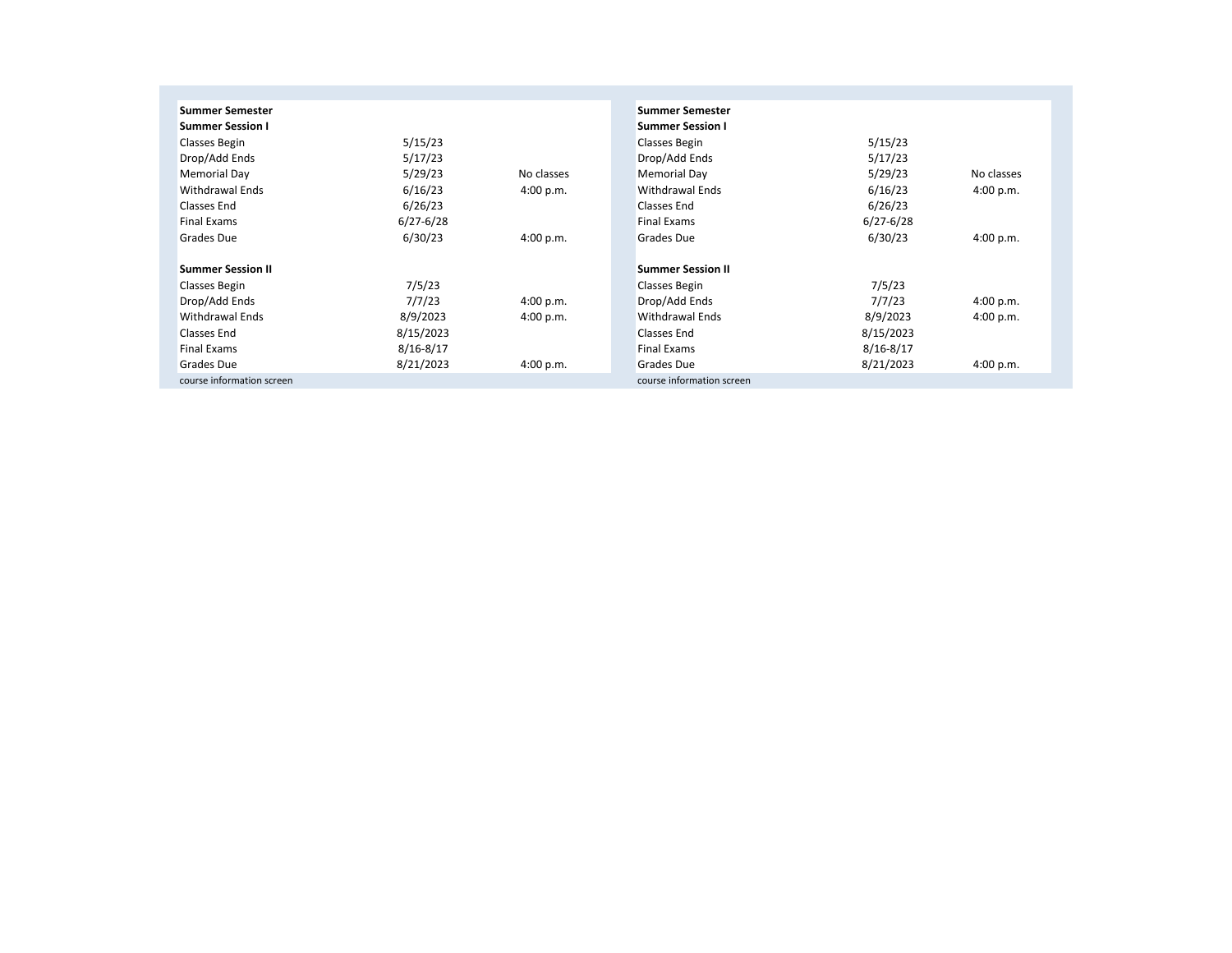| | | |
|---|---|---|
| **Summer Semester** | | |
| **Summer Session I** | | |
| Classes Begin | 5/15/23 | |
| Drop/Add Ends | 5/17/23 | |
| Memorial Day | 5/29/23 | No classes |
| Withdrawal Ends | 6/16/23 | 4:00 p.m. |
| Classes End | 6/26/23 | |
| Final Exams | 6/27-6/28 | |
| Grades Due | 6/30/23 | 4:00 p.m. |
| | | |
| **Summer Session II** | | |
| Classes Begin | 7/5/23 | |
| Drop/Add Ends | 7/7/23 | 4:00 p.m. |
| Withdrawal Ends | 8/9/2023 | 4:00 p.m. |
| Classes End | 8/15/2023 | |
| Final Exams | 8/16-8/17 | |
| Grades Due | 8/21/2023 | 4:00 p.m. |

course information screen

| | | |
|---|---|---|
| **Summer Semester** | | |
| **Summer Session I** | | |
| Classes Begin | 5/15/23 | |
| Drop/Add Ends | 5/17/23 | |
| Memorial Day | 5/29/23 | No classes |
| Withdrawal Ends | 6/16/23 | 4:00 p.m. |
| Classes End | 6/26/23 | |
| Final Exams | 6/27-6/28 | |
| Grades Due | 6/30/23 | 4:00 p.m. |
| | | |
| **Summer Session II** | | |
| Classes Begin | 7/5/23 | |
| Drop/Add Ends | 7/7/23 | 4:00 p.m. |
| Withdrawal Ends | 8/9/2023 | 4:00 p.m. |
| Classes End | 8/15/2023 | |
| Final Exams | 8/16-8/17 | |
| Grades Due | 8/21/2023 | 4:00 p.m. |

course information screen